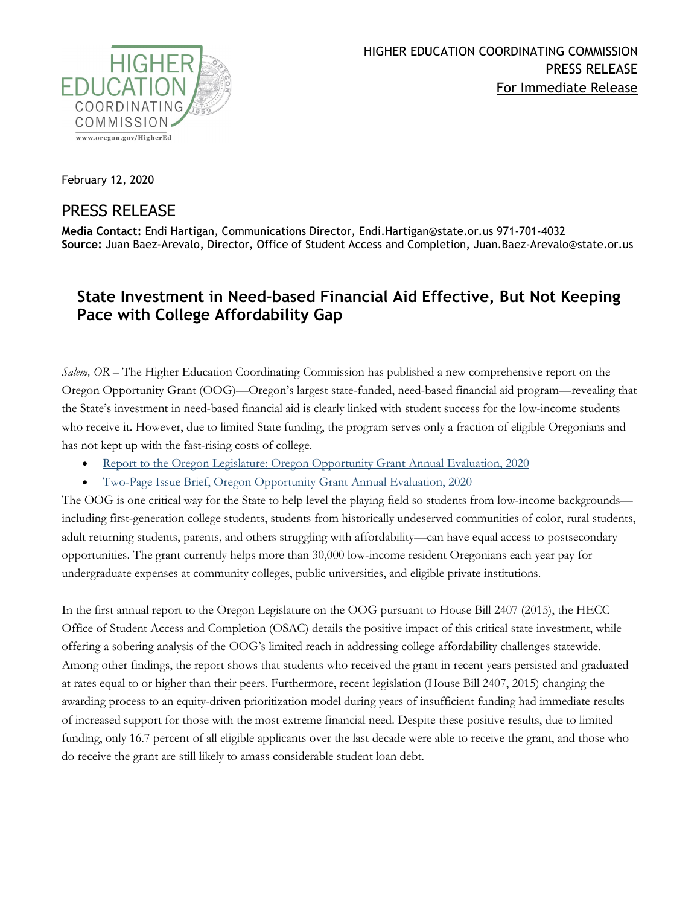HIGHER EDUCATION COORDINATING COMMISSION
PRESS RELEASE
For Immediate Release

February 12, 2020

# PRESS RELEASE

**Media Contact:** Endi Hartigan, Communications Director, Endi.Hartigan@state.or.us 971-701-4032
**Source:** Juan Baez-Arevalo, Director, Office of Student Access and Completion, Juan.Baez-Arevalo@state.or.us

## State Investment in Need-based Financial Aid Effective, But Not Keeping Pace with College Affordability Gap

*Salem, OR* – The Higher Education Coordinating Commission has published a new comprehensive report on the Oregon Opportunity Grant (OOG)—Oregon's largest state-funded, need-based financial aid program—revealing that the State's investment in need-based financial aid is clearly linked with student success for the low-income students who receive it. However, due to limited State funding, the program serves only a fraction of eligible Oregonians and has not kept up with the fast-rising costs of college.

- Report to the Oregon Legislature: Oregon Opportunity Grant Annual Evaluation, 2020
- Two-Page Issue Brief, Oregon Opportunity Grant Annual Evaluation, 2020

The OOG is one critical way for the State to help level the playing field so students from low-income backgrounds—including first-generation college students, students from historically undeserved communities of color, rural students, adult returning students, parents, and others struggling with affordability—can have equal access to postsecondary opportunities. The grant currently helps more than 30,000 low-income resident Oregonians each year pay for undergraduate expenses at community colleges, public universities, and eligible private institutions.

In the first annual report to the Oregon Legislature on the OOG pursuant to House Bill 2407 (2015), the HECC Office of Student Access and Completion (OSAC) details the positive impact of this critical state investment, while offering a sobering analysis of the OOG's limited reach in addressing college affordability challenges statewide. Among other findings, the report shows that students who received the grant in recent years persisted and graduated at rates equal to or higher than their peers. Furthermore, recent legislation (House Bill 2407, 2015) changing the awarding process to an equity-driven prioritization model during years of insufficient funding had immediate results of increased support for those with the most extreme financial need. Despite these positive results, due to limited funding, only 16.7 percent of all eligible applicants over the last decade were able to receive the grant, and those who do receive the grant are still likely to amass considerable student loan debt.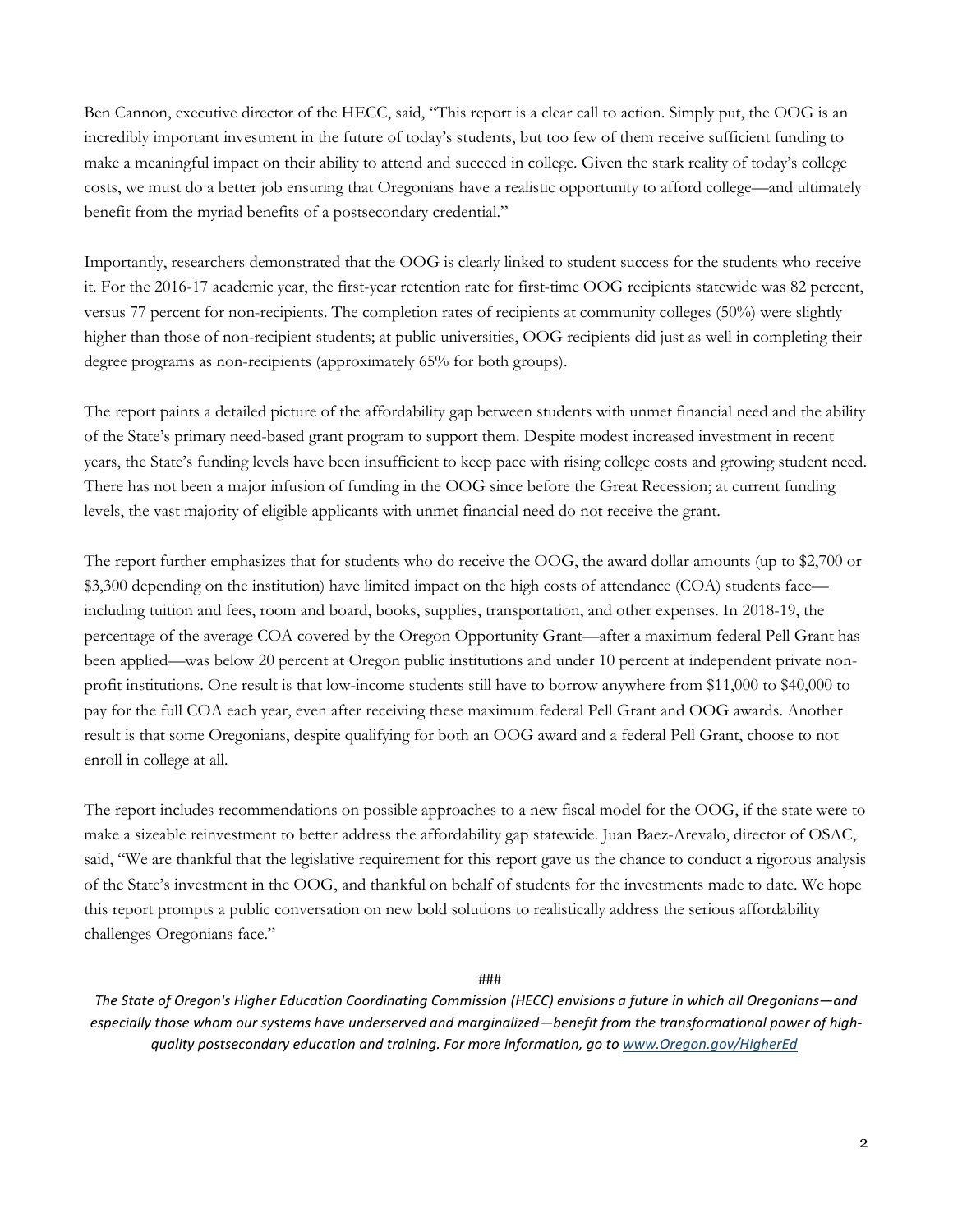Ben Cannon, executive director of the HECC, said, "This report is a clear call to action. Simply put, the OOG is an incredibly important investment in the future of today's students, but too few of them receive sufficient funding to make a meaningful impact on their ability to attend and succeed in college. Given the stark reality of today's college costs, we must do a better job ensuring that Oregonians have a realistic opportunity to afford college—and ultimately benefit from the myriad benefits of a postsecondary credential."

Importantly, researchers demonstrated that the OOG is clearly linked to student success for the students who receive it. For the 2016-17 academic year, the first-year retention rate for first-time OOG recipients statewide was 82 percent, versus 77 percent for non-recipients. The completion rates of recipients at community colleges (50%) were slightly higher than those of non-recipient students; at public universities, OOG recipients did just as well in completing their degree programs as non-recipients (approximately 65% for both groups).

The report paints a detailed picture of the affordability gap between students with unmet financial need and the ability of the State's primary need-based grant program to support them. Despite modest increased investment in recent years, the State's funding levels have been insufficient to keep pace with rising college costs and growing student need. There has not been a major infusion of funding in the OOG since before the Great Recession; at current funding levels, the vast majority of eligible applicants with unmet financial need do not receive the grant.

The report further emphasizes that for students who do receive the OOG, the award dollar amounts (up to $2,700 or $3,300 depending on the institution) have limited impact on the high costs of attendance (COA) students face—including tuition and fees, room and board, books, supplies, transportation, and other expenses. In 2018-19, the percentage of the average COA covered by the Oregon Opportunity Grant—after a maximum federal Pell Grant has been applied—was below 20 percent at Oregon public institutions and under 10 percent at independent private non-profit institutions. One result is that low-income students still have to borrow anywhere from $11,000 to $40,000 to pay for the full COA each year, even after receiving these maximum federal Pell Grant and OOG awards. Another result is that some Oregonians, despite qualifying for both an OOG award and a federal Pell Grant, choose to not enroll in college at all.

The report includes recommendations on possible approaches to a new fiscal model for the OOG, if the state were to make a sizeable reinvestment to better address the affordability gap statewide. Juan Baez-Arevalo, director of OSAC, said, "We are thankful that the legislative requirement for this report gave us the chance to conduct a rigorous analysis of the State's investment in the OOG, and thankful on behalf of students for the investments made to date. We hope this report prompts a public conversation on new bold solutions to realistically address the serious affordability challenges Oregonians face."

###

*The State of Oregon's Higher Education Coordinating Commission (HECC) envisions a future in which all Oregonians—and especially those whom our systems have underserved and marginalized—benefit from the transformational power of high-quality postsecondary education and training. For more information, go to [www.Oregon.gov/HigherEd](www.Oregon.gov/HigherEd)*